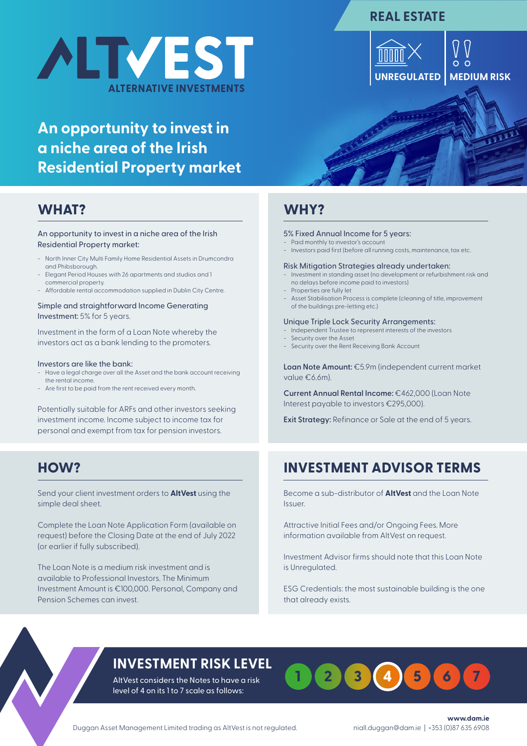# ALTVEST
ALTERNATIVE INVESTMENTS

REAL ESTATE

UNREGULATED | MEDIUM RISK

## An opportunity to invest in a niche area of the Irish Residential Property market

## WHAT?

An opportunity to invest in a niche area of the Irish Residential Property market:

- North Inner City Multi Family Home Residential Assets in Drumcondra and Phibsborough.
- Elegant Period Houses with 26 apartments and studios and 1 commercial property.
- Affordable rental accommodation supplied in Dublin City Centre.

Simple and straightforward Income Generating Investment: 5% for 5 years.

Investment in the form of a Loan Note whereby the investors act as a bank lending to the promoters.

Investors are like the bank:

- Have a legal charge over all the Asset and the bank account receiving the rental income.
- Are first to be paid from the rent received every month.

Potentially suitable for ARFs and other investors seeking investment income. Income subject to income tax for personal and exempt from tax for pension investors.

## WHY?

5% Fixed Annual Income for 5 years:

- Paid monthly to investor's account
- Investors paid first (before all running costs, maintenance, tax etc.

Risk Mitigation Strategies already undertaken:

- Investment in standing asset (no development or refurbishment risk and no delays before income paid to investors)
- Properties are fully let
- Asset Stabilisation Process is complete (cleaning of title, improvement of the buildings pre-letting etc.)

Unique Triple Lock Security Arrangements:

- Independent Trustee to represent interests of the investors
- Security over the Asset
- Security over the Rent Receiving Bank Account

**Loan Note Amount:** €5.9m (independent current market value €6.6m).

**Current Annual Rental Income:** €462,000 (Loan Note Interest payable to investors €295,000).

**Exit Strategy:** Refinance or Sale at the end of 5 years.

## HOW?

Send your client investment orders to **AltVest** using the simple deal sheet.

Complete the Loan Note Application Form (available on request) before the Closing Date at the end of July 2022 (or earlier if fully subscribed).

The Loan Note is a medium risk investment and is available to Professional Investors. The Minimum Investment Amount is €100,000. Personal, Company and Pension Schemes can invest.

## INVESTMENT ADVISOR TERMS

Become a sub-distributor of **AltVest** and the Loan Note Issuer.

Attractive Initial Fees and/or Ongoing Fees. More information available from AltVest on request.

Investment Advisor firms should note that this Loan Note is Unregulated.

ESG Credentials: the most sustainable building is the one that already exists.

## INVESTMENT RISK LEVEL

AltVest considers the Notes to have a risk level of 4 on its 1 to 7 scale as follows:

1 2 3 **4** 5 6 7

Duggan Asset Management Limited trading as AltVest is not regulated.

www.dam.ie
niall.duggan@dam.ie | +353 (0)87 635 6908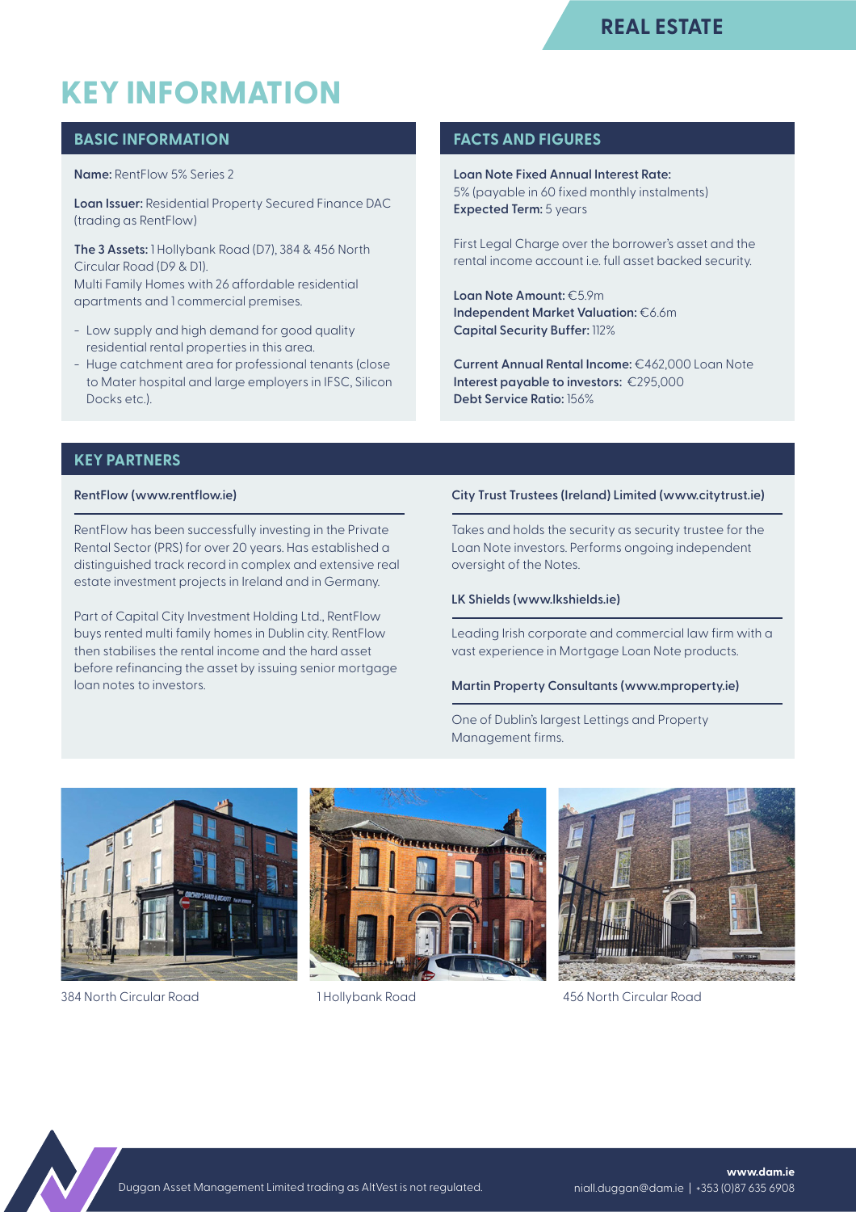REAL ESTATE

# KEY INFORMATION

## BASIC INFORMATION

**Name:** RentFlow 5% Series 2

**Loan Issuer:** Residential Property Secured Finance DAC (trading as RentFlow)

**The 3 Assets:** 1 Hollybank Road (D7), 384 & 456 North Circular Road (D9 & D1).
Multi Family Homes with 26 affordable residential apartments and 1 commercial premises.

- Low supply and high demand for good quality residential rental properties in this area.
- Huge catchment area for professional tenants (close to Mater hospital and large employers in IFSC, Silicon Docks etc.).

## FACTS AND FIGURES

**Loan Note Fixed Annual Interest Rate:**
5% (payable in 60 fixed monthly instalments)
**Expected Term:** 5 years

First Legal Charge over the borrower's asset and the rental income account i.e. full asset backed security.

**Loan Note Amount:** €5.9m
**Independent Market Valuation:** €6.6m
**Capital Security Buffer:** 112%

**Current Annual Rental Income:** €462,000
**Loan Note Interest payable to investors:** €295,000
**Debt Service Ratio:** 156%

## KEY PARTNERS

**RentFlow (www.rentflow.ie)**

RentFlow has been successfully investing in the Private Rental Sector (PRS) for over 20 years. Has established a distinguished track record in complex and extensive real estate investment projects in Ireland and in Germany.

Part of Capital City Investment Holding Ltd., RentFlow buys rented multi family homes in Dublin city. RentFlow then stabilises the rental income and the hard asset before refinancing the asset by issuing senior mortgage loan notes to investors.

**City Trust Trustees (Ireland) Limited (www.citytrust.ie)**

Takes and holds the security as security trustee for the Loan Note investors. Performs ongoing independent oversight of the Notes.

**LK Shields (www.lkshields.ie)**

Leading Irish corporate and commercial law firm with a vast experience in Mortgage Loan Note products.

**Martin Property Consultants (www.mproperty.ie)**

One of Dublin's largest Lettings and Property Management firms.

384 North Circular Road

1 Hollybank Road

456 North Circular Road

Duggan Asset Management Limited trading as AltVest is not regulated.

www.dam.ie
niall.duggan@dam.ie | +353 (0)87 635 6908